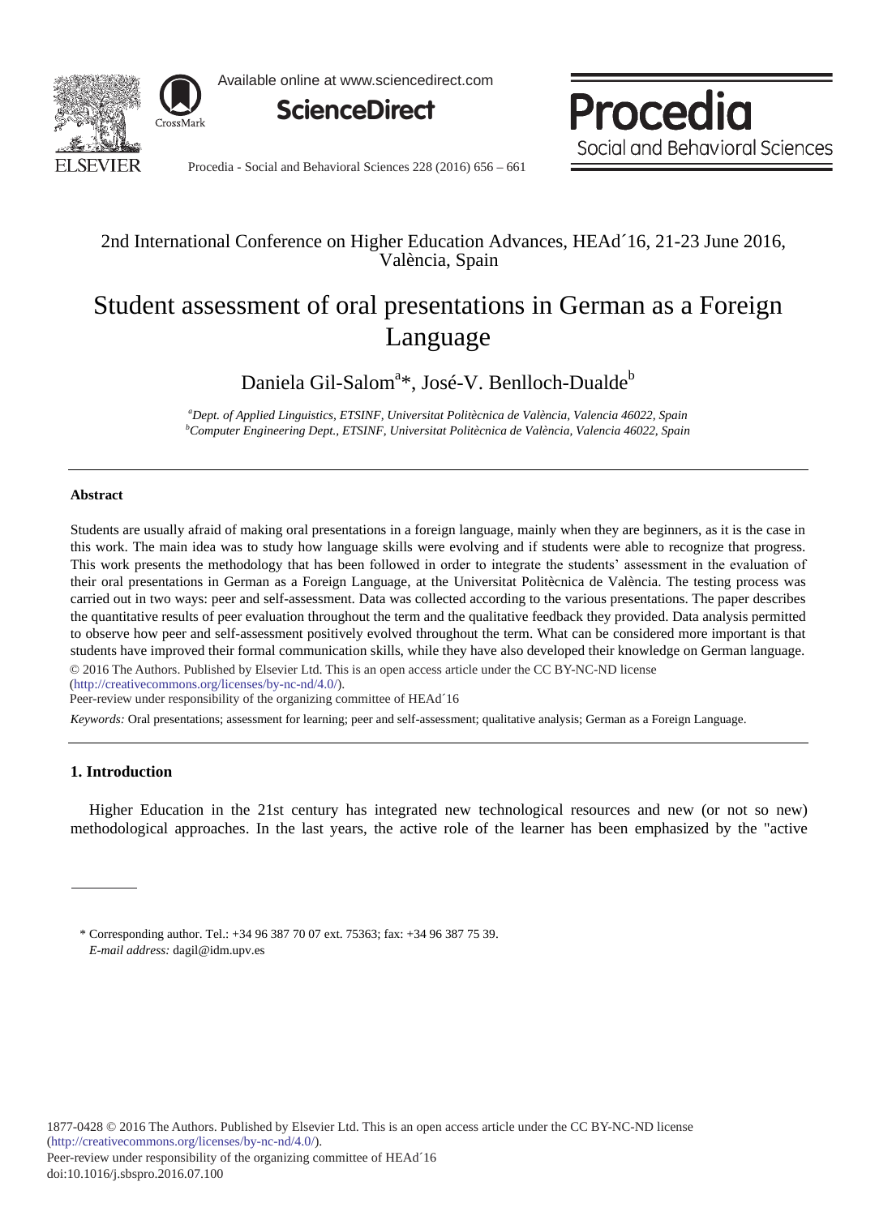2nd International Conference on Higher Education Advances, HEAd´16, 21-23 June 2016, València, Spain

# Student assessment of oral presentations in German as a Foreign Language

Daniela Gil-Salom[a]*, José-V. Benlloch-Dualde[b]

[a]*Dept. of Applied Linguistics, ETSINF, Universitat Politècnica de València, Valencia 46022, Spain*
[b]*Computer Engineering Dept., ETSINF, Universitat Politècnica de València, Valencia 46022, Spain*

---

### Abstract

Students are usually afraid of making oral presentations in a foreign language, mainly when they are beginners, as it is the case in this work. The main idea was to study how language skills were evolving and if students were able to recognize that progress. This work presents the methodology that has been followed in order to integrate the students' assessment in the evaluation of their oral presentations in German as a Foreign Language, at the Universitat Politècnica de València. The testing process was carried out in two ways: peer and self-assessment. Data was collected according to the various presentations. The paper describes the quantitative results of peer evaluation throughout the term and the qualitative feedback they provided. Data analysis permitted to observe how peer and self-assessment positively evolved throughout the term. What can be considered more important is that students have improved their formal communication skills, while they have also developed their knowledge on German language.

© 2016 The Authors. Published by Elsevier Ltd. This is an open access article under the CC BY-NC-ND license (http://creativecommons.org/licenses/by-nc-nd/4.0/).
Peer-review under responsibility of the organizing committee of HEAd´16

*Keywords:* Oral presentations; assessment for learning; peer and self-assessment; qualitative analysis; German as a Foreign Language.

---

## 1. Introduction

Higher Education in the 21st century has integrated new technological resources and new (or not so new) methodological approaches. In the last years, the active role of the learner has been emphasized by the "active

\* Corresponding author. Tel.: +34 96 387 70 07 ext. 75363; fax: +34 96 387 75 39.
*E-mail address:* dagil@idm.upv.es

1877-0428 © 2016 The Authors. Published by Elsevier Ltd. This is an open access article under the CC BY-NC-ND license (http://creativecommons.org/licenses/by-nc-nd/4.0/).
Peer-review under responsibility of the organizing committee of HEAd´16
doi:10.1016/j.sbspro.2016.07.100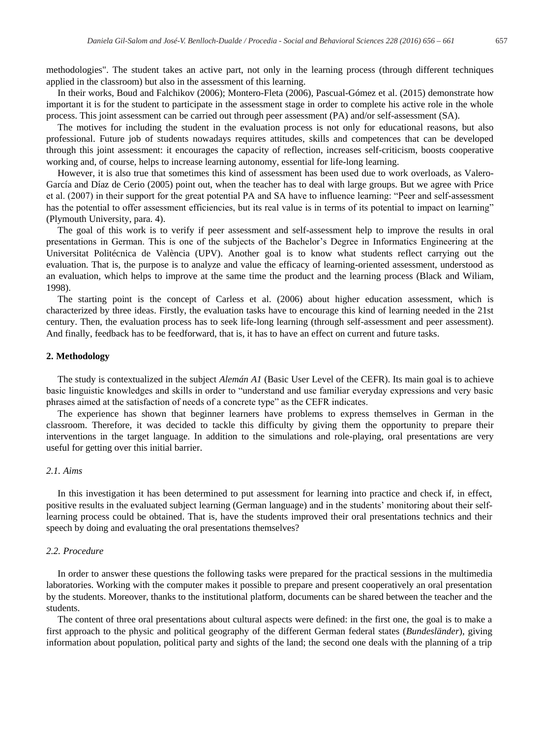methodologies". The student takes an active part, not only in the learning process (through different techniques applied in the classroom) but also in the assessment of this learning.

In their works, Boud and Falchikov (2006); Montero-Fleta (2006), Pascual-Gómez et al. (2015) demonstrate how important it is for the student to participate in the assessment stage in order to complete his active role in the whole process. This joint assessment can be carried out through peer assessment (PA) and/or self-assessment (SA).

The motives for including the student in the evaluation process is not only for educational reasons, but also professional. Future job of students nowadays requires attitudes, skills and competences that can be developed through this joint assessment: it encourages the capacity of reflection, increases self-criticism, boosts cooperative working and, of course, helps to increase learning autonomy, essential for life-long learning.

However, it is also true that sometimes this kind of assessment has been used due to work overloads, as Valero-García and Díaz de Cerio (2005) point out, when the teacher has to deal with large groups. But we agree with Price et al. (2007) in their support for the great potential PA and SA have to influence learning: "Peer and self-assessment has the potential to offer assessment efficiencies, but its real value is in terms of its potential to impact on learning" (Plymouth University, para. 4).

The goal of this work is to verify if peer assessment and self-assessment help to improve the results in oral presentations in German. This is one of the subjects of the Bachelor's Degree in Informatics Engineering at the Universitat Politécnica de València (UPV). Another goal is to know what students reflect carrying out the evaluation. That is, the purpose is to analyze and value the efficacy of learning-oriented assessment, understood as an evaluation, which helps to improve at the same time the product and the learning process (Black and Wiliam, 1998).

The starting point is the concept of Carless et al. (2006) about higher education assessment, which is characterized by three ideas. Firstly, the evaluation tasks have to encourage this kind of learning needed in the 21st century. Then, the evaluation process has to seek life-long learning (through self-assessment and peer assessment). And finally, feedback has to be feedforward, that is, it has to have an effect on current and future tasks.

## 2. Methodology

The study is contextualized in the subject *Alemán A1* (Basic User Level of the CEFR). Its main goal is to achieve basic linguistic knowledges and skills in order to "understand and use familiar everyday expressions and very basic phrases aimed at the satisfaction of needs of a concrete type" as the CEFR indicates.

The experience has shown that beginner learners have problems to express themselves in German in the classroom. Therefore, it was decided to tackle this difficulty by giving them the opportunity to prepare their interventions in the target language. In addition to the simulations and role-playing, oral presentations are very useful for getting over this initial barrier.

### *2.1. Aims*

In this investigation it has been determined to put assessment for learning into practice and check if, in effect, positive results in the evaluated subject learning (German language) and in the students' monitoring about their self-learning process could be obtained. That is, have the students improved their oral presentations technics and their speech by doing and evaluating the oral presentations themselves?

### *2.2. Procedure*

In order to answer these questions the following tasks were prepared for the practical sessions in the multimedia laboratories. Working with the computer makes it possible to prepare and present cooperatively an oral presentation by the students. Moreover, thanks to the institutional platform, documents can be shared between the teacher and the students.

The content of three oral presentations about cultural aspects were defined: in the first one, the goal is to make a first approach to the physic and political geography of the different German federal states (*Bundesländer*), giving information about population, political party and sights of the land; the second one deals with the planning of a trip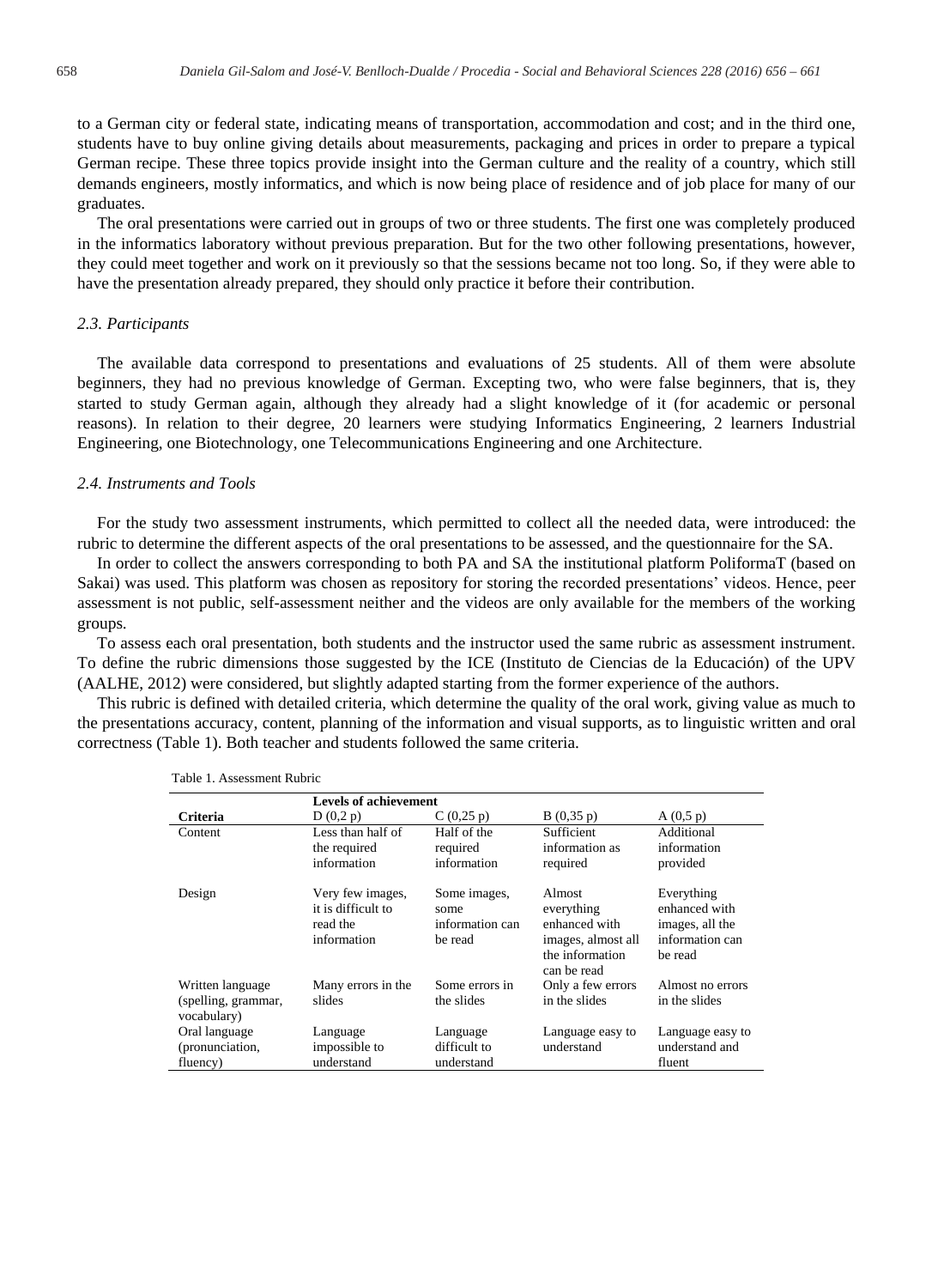to a German city or federal state, indicating means of transportation, accommodation and cost; and in the third one, students have to buy online giving details about measurements, packaging and prices in order to prepare a typical German recipe. These three topics provide insight into the German culture and the reality of a country, which still demands engineers, mostly informatics, and which is now being place of residence and of job place for many of our graduates.

The oral presentations were carried out in groups of two or three students. The first one was completely produced in the informatics laboratory without previous preparation. But for the two other following presentations, however, they could meet together and work on it previously so that the sessions became not too long. So, if they were able to have the presentation already prepared, they should only practice it before their contribution.

### *2.3. Participants*

The available data correspond to presentations and evaluations of 25 students. All of them were absolute beginners, they had no previous knowledge of German. Excepting two, who were false beginners, that is, they started to study German again, although they already had a slight knowledge of it (for academic or personal reasons). In relation to their degree, 20 learners were studying Informatics Engineering, 2 learners Industrial Engineering, one Biotechnology, one Telecommunications Engineering and one Architecture.

### *2.4. Instruments and Tools*

For the study two assessment instruments, which permitted to collect all the needed data, were introduced: the rubric to determine the different aspects of the oral presentations to be assessed, and the questionnaire for the SA.

In order to collect the answers corresponding to both PA and SA the institutional platform PoliformaT (based on Sakai) was used. This platform was chosen as repository for storing the recorded presentations' videos. Hence, peer assessment is not public, self-assessment neither and the videos are only available for the members of the working groups.

To assess each oral presentation, both students and the instructor used the same rubric as assessment instrument. To define the rubric dimensions those suggested by the ICE (Instituto de Ciencias de la Educación) of the UPV (AALHE, 2012) were considered, but slightly adapted starting from the former experience of the authors.

This rubric is defined with detailed criteria, which determine the quality of the oral work, giving value as much to the presentations accuracy, content, planning of the information and visual supports, as to linguistic written and oral correctness (Table 1). Both teacher and students followed the same criteria.

Table 1. Assessment Rubric

| | Levels of achievement | | | |
|---|---|---|---|---|
| **Criteria** | D (0,2 p) | C (0,25 p) | B (0,35 p) | A (0,5 p) |
| Content | Less than half of the required information | Half of the required information | Sufficient information as required | Additional information provided |
| Design | Very few images, it is difficult to read the information | Some images, some information can be read | Almost everything enhanced with images, almost all the information can be read | Everything enhanced with images, all the information can be read |
| Written language (spelling, grammar, vocabulary) | Many errors in the slides | Some errors in the slides | Only a few errors in the slides | Almost no errors in the slides |
| Oral language (pronunciation, fluency) | Language impossible to understand | Language difficult to understand | Language easy to understand | Language easy to understand and fluent |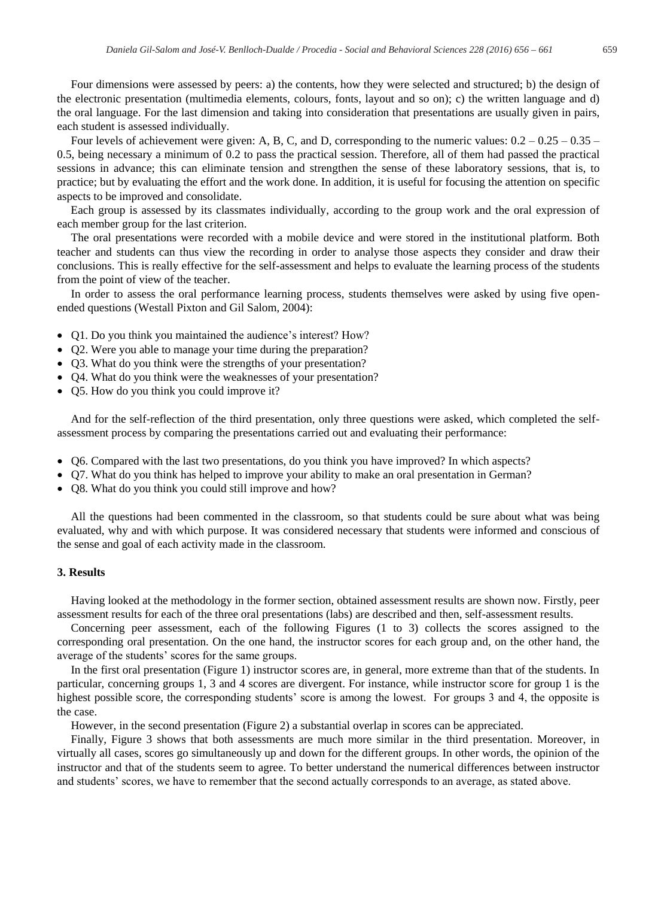Four dimensions were assessed by peers: a) the contents, how they were selected and structured; b) the design of the electronic presentation (multimedia elements, colours, fonts, layout and so on); c) the written language and d) the oral language. For the last dimension and taking into consideration that presentations are usually given in pairs, each student is assessed individually.

Four levels of achievement were given: A, B, C, and D, corresponding to the numeric values: 0.2 – 0.25 – 0.35 – 0.5, being necessary a minimum of 0.2 to pass the practical session. Therefore, all of them had passed the practical sessions in advance; this can eliminate tension and strengthen the sense of these laboratory sessions, that is, to practice; but by evaluating the effort and the work done. In addition, it is useful for focusing the attention on specific aspects to be improved and consolidate.

Each group is assessed by its classmates individually, according to the group work and the oral expression of each member group for the last criterion.

The oral presentations were recorded with a mobile device and were stored in the institutional platform. Both teacher and students can thus view the recording in order to analyse those aspects they consider and draw their conclusions. This is really effective for the self-assessment and helps to evaluate the learning process of the students from the point of view of the teacher.

In order to assess the oral performance learning process, students themselves were asked by using five open-ended questions (Westall Pixton and Gil Salom, 2004):

- Q1. Do you think you maintained the audience's interest? How?
- Q2. Were you able to manage your time during the preparation?
- Q3. What do you think were the strengths of your presentation?
- Q4. What do you think were the weaknesses of your presentation?
- Q5. How do you think you could improve it?

And for the self-reflection of the third presentation, only three questions were asked, which completed the self-assessment process by comparing the presentations carried out and evaluating their performance:

- Q6. Compared with the last two presentations, do you think you have improved? In which aspects?
- Q7. What do you think has helped to improve your ability to make an oral presentation in German?
- Q8. What do you think you could still improve and how?

All the questions had been commented in the classroom, so that students could be sure about what was being evaluated, why and with which purpose. It was considered necessary that students were informed and conscious of the sense and goal of each activity made in the classroom.

## 3. Results

Having looked at the methodology in the former section, obtained assessment results are shown now. Firstly, peer assessment results for each of the three oral presentations (labs) are described and then, self-assessment results.

Concerning peer assessment, each of the following Figures (1 to 3) collects the scores assigned to the corresponding oral presentation. On the one hand, the instructor scores for each group and, on the other hand, the average of the students' scores for the same groups.

In the first oral presentation (Figure 1) instructor scores are, in general, more extreme than that of the students. In particular, concerning groups 1, 3 and 4 scores are divergent. For instance, while instructor score for group 1 is the highest possible score, the corresponding students' score is among the lowest. For groups 3 and 4, the opposite is the case.

However, in the second presentation (Figure 2) a substantial overlap in scores can be appreciated.

Finally, Figure 3 shows that both assessments are much more similar in the third presentation. Moreover, in virtually all cases, scores go simultaneously up and down for the different groups. In other words, the opinion of the instructor and that of the students seem to agree. To better understand the numerical differences between instructor and students' scores, we have to remember that the second actually corresponds to an average, as stated above.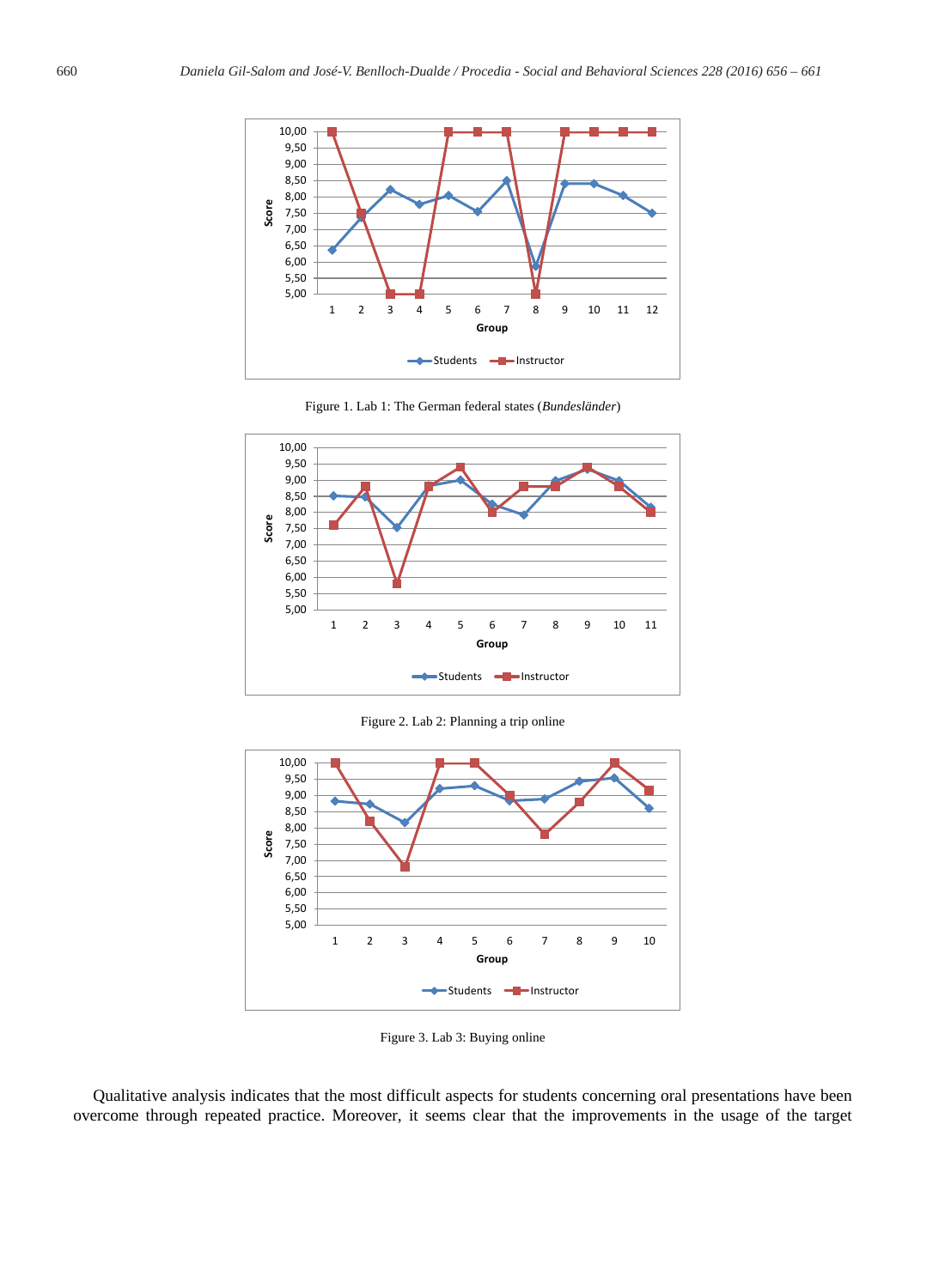Figure 1. Lab 1: The German federal states (*Bundesländer*)

Figure 2. Lab 2: Planning a trip online

Figure 3. Lab 3: Buying online

Qualitative analysis indicates that the most difficult aspects for students concerning oral presentations have been overcome through repeated practice. Moreover, it seems clear that the improvements in the usage of the target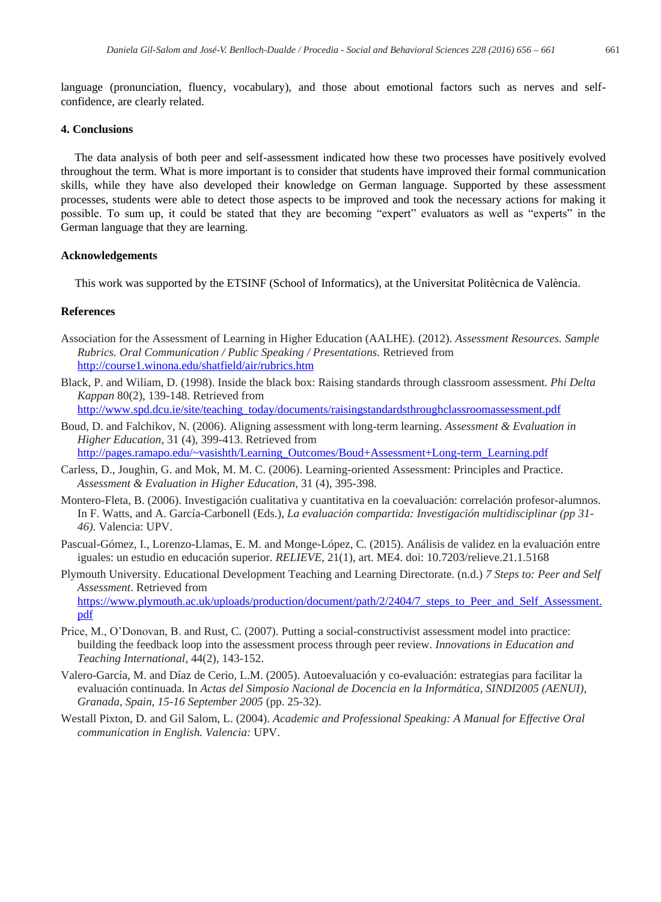language (pronunciation, fluency, vocabulary), and those about emotional factors such as nerves and self-confidence, are clearly related.

## 4. Conclusions

The data analysis of both peer and self-assessment indicated how these two processes have positively evolved throughout the term. What is more important is to consider that students have improved their formal communication skills, while they have also developed their knowledge on German language. Supported by these assessment processes, students were able to detect those aspects to be improved and took the necessary actions for making it possible. To sum up, it could be stated that they are becoming "expert" evaluators as well as "experts" in the German language that they are learning.

## Acknowledgements

This work was supported by the ETSINF (School of Informatics), at the Universitat Politècnica de València.

## References

Association for the Assessment of Learning in Higher Education (AALHE). (2012). *Assessment Resources. Sample Rubrics. Oral Communication / Public Speaking / Presentations.* Retrieved from http://course1.winona.edu/shatfield/air/rubrics.htm

Black, P. and Wiliam, D. (1998). Inside the black box: Raising standards through classroom assessment. *Phi Delta Kappan* 80(2), 139-148. Retrieved from http://www.spd.dcu.ie/site/teaching_today/documents/raisingstandardsthroughclassroomassessment.pdf

Boud, D. and Falchikov, N. (2006). Aligning assessment with long-term learning. *Assessment & Evaluation in Higher Education*, 31 (4), 399-413. Retrieved from http://pages.ramapo.edu/~vasishth/Learning_Outcomes/Boud+Assessment+Long-term_Learning.pdf

Carless, D., Joughin, G. and Mok, M. M. C. (2006). Learning-oriented Assessment: Principles and Practice. *Assessment & Evaluation in Higher Education*, 31 (4), 395-398.

Montero-Fleta, B. (2006). Investigación cualitativa y cuantitativa en la coevaluación: correlación profesor-alumnos. In F. Watts, and A. García-Carbonell (Eds.), *La evaluación compartida: Investigación multidisciplinar (pp 31-46)*. Valencia: UPV.

Pascual-Gómez, I., Lorenzo-Llamas, E. M. and Monge-López, C. (2015). Análisis de validez en la evaluación entre iguales: un estudio en educación superior. *RELIEVE*, 21(1), art. ME4. doi: 10.7203/relieve.21.1.5168

Plymouth University. Educational Development Teaching and Learning Directorate. (n.d.) *7 Steps to: Peer and Self Assessment*. Retrieved from https://www.plymouth.ac.uk/uploads/production/document/path/2/2404/7_steps_to_Peer_and_Self_Assessment.pdf

Price, M., O'Donovan, B. and Rust, C. (2007). Putting a social-constructivist assessment model into practice: building the feedback loop into the assessment process through peer review. *Innovations in Education and Teaching International*, 44(2), 143-152.

Valero-García, M. and Díaz de Cerio, L.M. (2005). Autoevaluación y co-evaluación: estrategias para facilitar la evaluación continuada. In *Actas del Simposio Nacional de Docencia en la Informática, SINDI2005 (AENUI), Granada, Spain, 15-16 September 2005* (pp. 25-32).

Westall Pixton, D. and Gil Salom, L. (2004). *Academic and Professional Speaking: A Manual for Effective Oral communication in English. Valencia:* UPV.